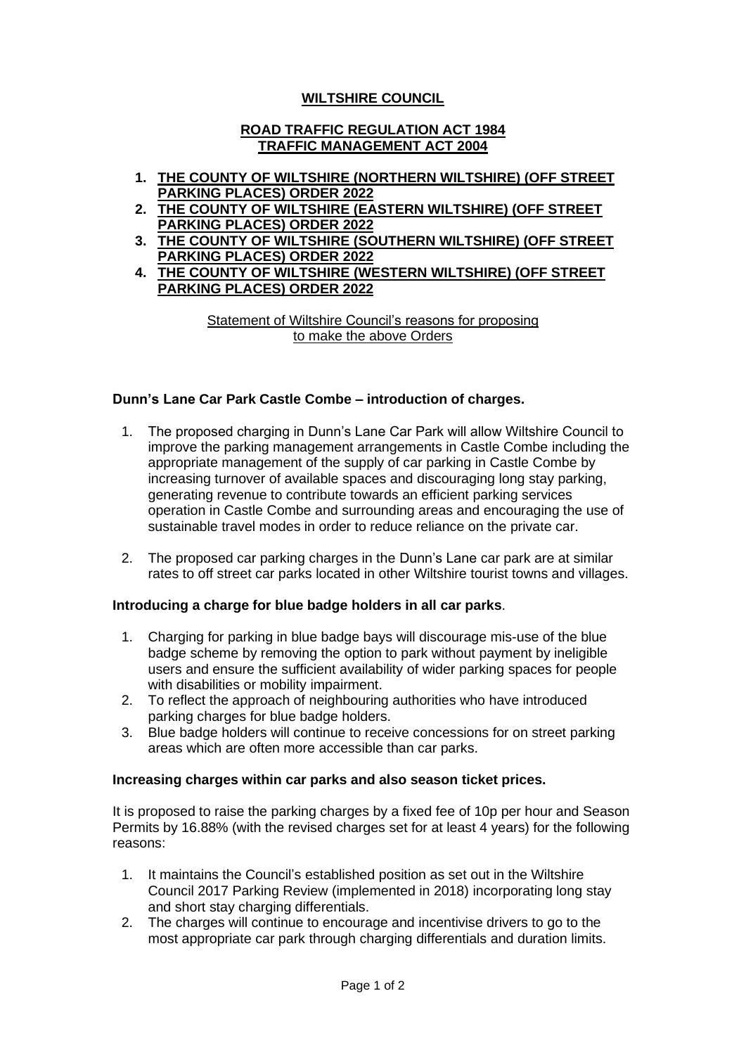**WILTSHIRE COUNCIL**

**ROAD TRAFFIC REGULATION ACT 1984**
**TRAFFIC MANAGEMENT ACT 2004**

1. **THE COUNTY OF WILTSHIRE (NORTHERN WILTSHIRE) (OFF STREET PARKING PLACES) ORDER 2022**
2. **THE COUNTY OF WILTSHIRE (EASTERN WILTSHIRE) (OFF STREET PARKING PLACES) ORDER 2022**
3. **THE COUNTY OF WILTSHIRE (SOUTHERN WILTSHIRE) (OFF STREET PARKING PLACES) ORDER 2022**
4. **THE COUNTY OF WILTSHIRE (WESTERN WILTSHIRE) (OFF STREET PARKING PLACES) ORDER 2022**

Statement of Wiltshire Council's reasons for proposing to make the above Orders

**Dunn's Lane Car Park Castle Combe – introduction of charges.**

1. The proposed charging in Dunn's Lane Car Park will allow Wiltshire Council to improve the parking management arrangements in Castle Combe including the appropriate management of the supply of car parking in Castle Combe by increasing turnover of available spaces and discouraging long stay parking, generating revenue to contribute towards an efficient parking services operation in Castle Combe and surrounding areas and encouraging the use of sustainable travel modes in order to reduce reliance on the private car.
2. The proposed car parking charges in the Dunn's Lane car park are at similar rates to off street car parks located in other Wiltshire tourist towns and villages.

**Introducing a charge for blue badge holders in all car parks**.

1. Charging for parking in blue badge bays will discourage mis-use of the blue badge scheme by removing the option to park without payment by ineligible users and ensure the sufficient availability of wider parking spaces for people with disabilities or mobility impairment.
2. To reflect the approach of neighbouring authorities who have introduced parking charges for blue badge holders.
3. Blue badge holders will continue to receive concessions for on street parking areas which are often more accessible than car parks.

**Increasing charges within car parks and also season ticket prices.**

It is proposed to raise the parking charges by a fixed fee of 10p per hour and Season Permits by 16.88% (with the revised charges set for at least 4 years) for the following reasons:

1. It maintains the Council's established position as set out in the Wiltshire Council 2017 Parking Review (implemented in 2018) incorporating long stay and short stay charging differentials.
2. The charges will continue to encourage and incentivise drivers to go to the most appropriate car park through charging differentials and duration limits.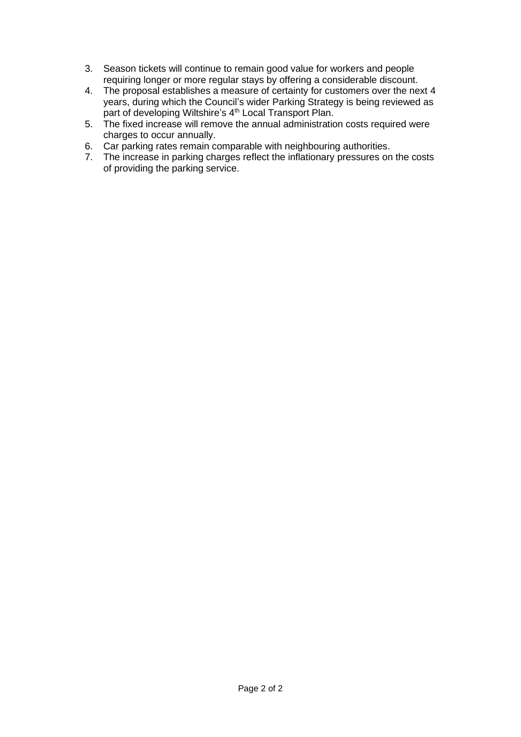3. Season tickets will continue to remain good value for workers and people requiring longer or more regular stays by offering a considerable discount.
4. The proposal establishes a measure of certainty for customers over the next 4 years, during which the Council's wider Parking Strategy is being reviewed as part of developing Wiltshire's 4th Local Transport Plan.
5. The fixed increase will remove the annual administration costs required were charges to occur annually.
6. Car parking rates remain comparable with neighbouring authorities.
7. The increase in parking charges reflect the inflationary pressures on the costs of providing the parking service.